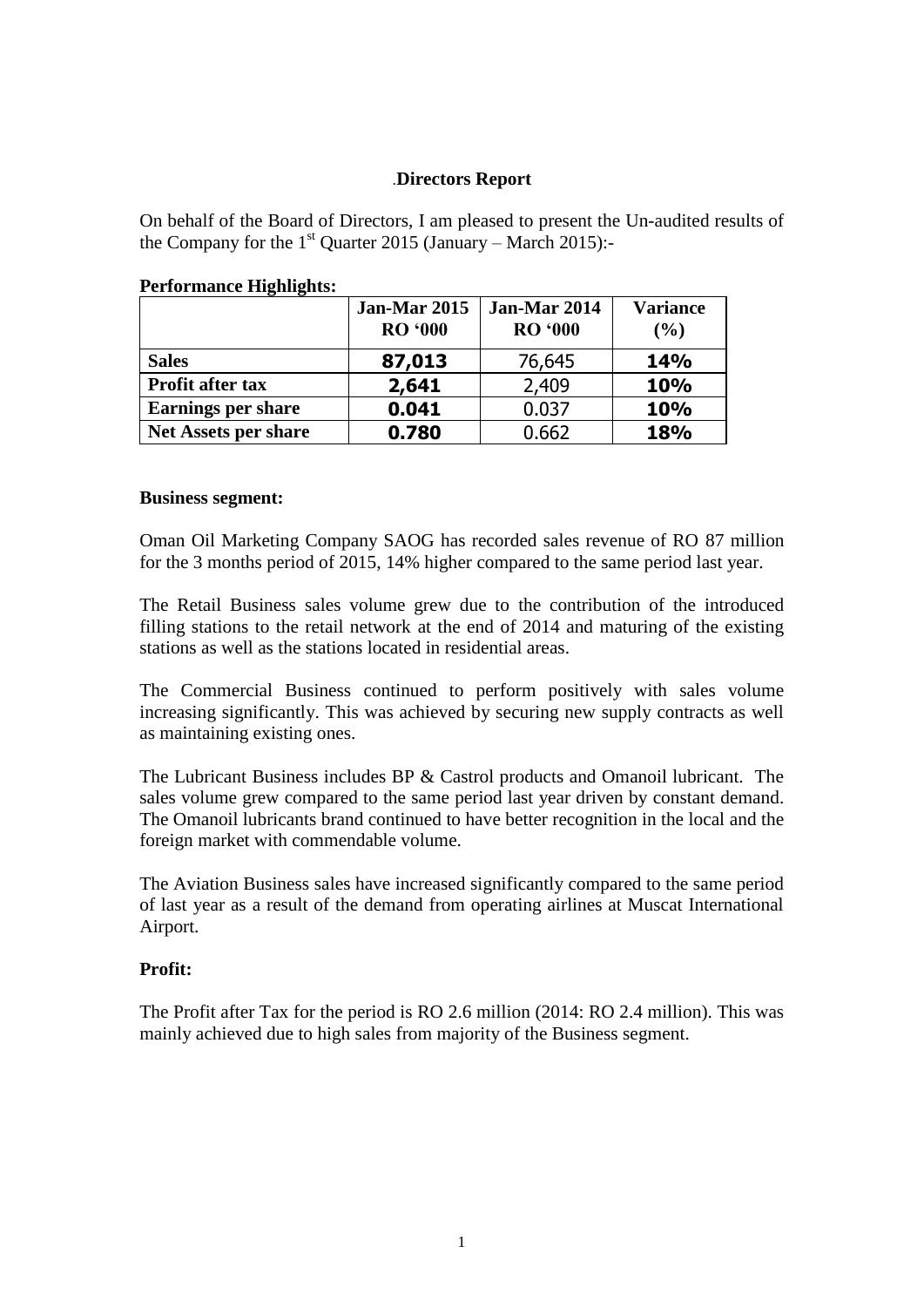# .Directors Report

On behalf of the Board of Directors, I am pleased to present the Un-audited results of the Company for the 1st Quarter 2015 (January – March 2015):-

**Performance Highlights:**

| | Jan-Mar 2015 RO '000 | Jan-Mar 2014 RO '000 | Variance (%) |
|---|---|---|---|
| **Sales** | **87,013** | 76,645 | **14%** |
| **Profit after tax** | **2,641** | 2,409 | **10%** |
| **Earnings per share** | **0.041** | 0.037 | **10%** |
| **Net Assets per share** | **0.780** | 0.662 | **18%** |

**Business segment:**

Oman Oil Marketing Company SAOG has recorded sales revenue of RO 87 million for the 3 months period of 2015, 14% higher compared to the same period last year.

The Retail Business sales volume grew due to the contribution of the introduced filling stations to the retail network at the end of 2014 and maturing of the existing stations as well as the stations located in residential areas.

The Commercial Business continued to perform positively with sales volume increasing significantly. This was achieved by securing new supply contracts as well as maintaining existing ones.

The Lubricant Business includes BP & Castrol products and Omanoil lubricant. The sales volume grew compared to the same period last year driven by constant demand. The Omanoil lubricants brand continued to have better recognition in the local and the foreign market with commendable volume.

The Aviation Business sales have increased significantly compared to the same period of last year as a result of the demand from operating airlines at Muscat International Airport.

**Profit:**

The Profit after Tax for the period is RO 2.6 million (2014: RO 2.4 million). This was mainly achieved due to high sales from majority of the Business segment.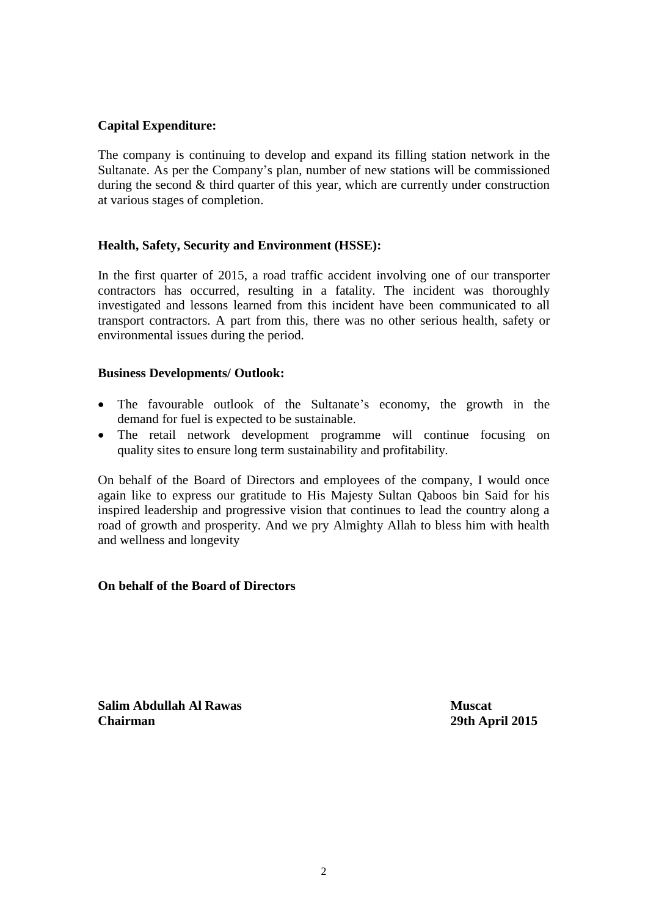**Capital Expenditure:**

The company is continuing to develop and expand its filling station network in the Sultanate. As per the Company's plan, number of new stations will be commissioned during the second & third quarter of this year, which are currently under construction at various stages of completion.

**Health, Safety, Security and Environment (HSSE):**

In the first quarter of 2015, a road traffic accident involving one of our transporter contractors has occurred, resulting in a fatality. The incident was thoroughly investigated and lessons learned from this incident have been communicated to all transport contractors. A part from this, there was no other serious health, safety or environmental issues during the period.

**Business Developments/ Outlook:**

- The favourable outlook of the Sultanate's economy, the growth in the demand for fuel is expected to be sustainable.
- The retail network development programme will continue focusing on quality sites to ensure long term sustainability and profitability.

On behalf of the Board of Directors and employees of the company, I would once again like to express our gratitude to His Majesty Sultan Qaboos bin Said for his inspired leadership and progressive vision that continues to lead the country along a road of growth and prosperity. And we pry Almighty Allah to bless him with health and wellness and longevity

**On behalf of the Board of Directors**

**Salim Abdullah Al Rawas**
**Chairman**

**Muscat**
**29th April 2015**